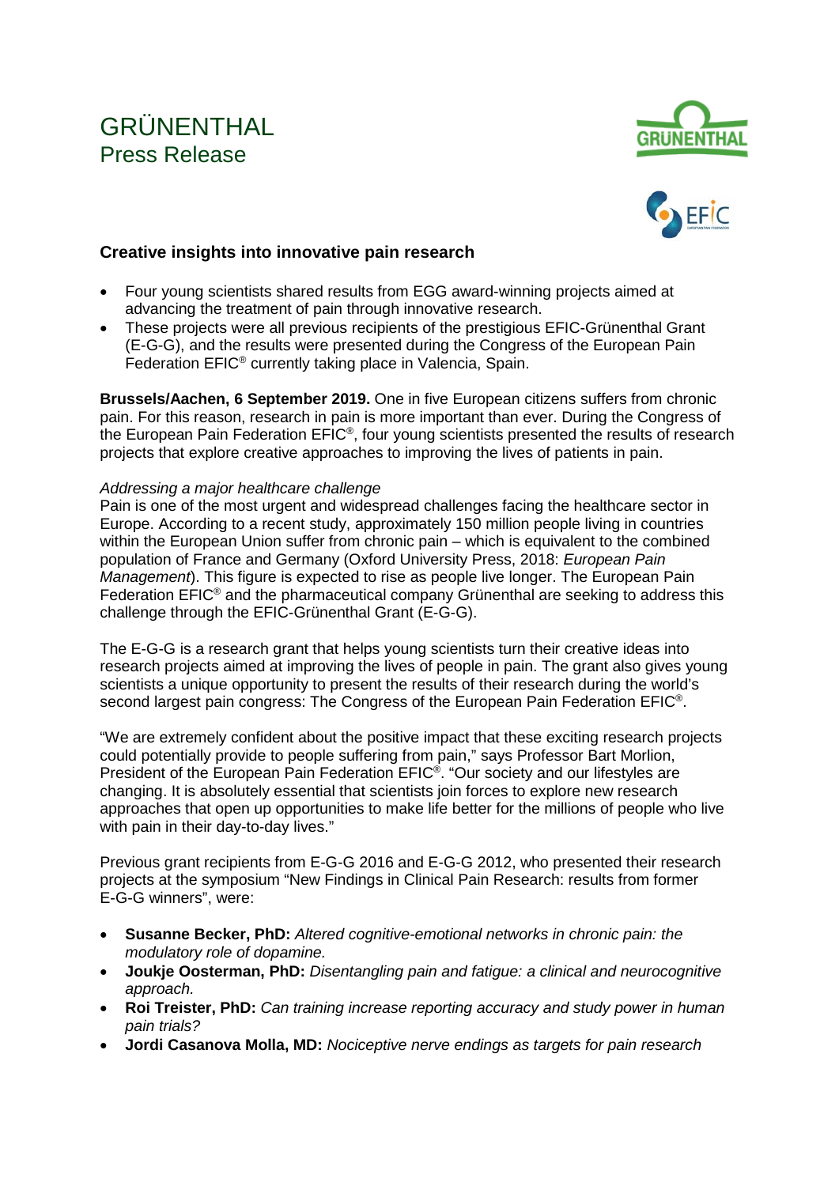# GRÜNENTHAL
## Press Release

### Creative insights into innovative pain research

- Four young scientists shared results from EGG award-winning projects aimed at advancing the treatment of pain through innovative research.
- These projects were all previous recipients of the prestigious EFIC-Grünenthal Grant (E-G-G), and the results were presented during the Congress of the European Pain Federation EFIC® currently taking place in Valencia, Spain.

**Brussels/Aachen, 6 September 2019.** One in five European citizens suffers from chronic pain. For this reason, research in pain is more important than ever. During the Congress of the European Pain Federation EFIC®, four young scientists presented the results of research projects that explore creative approaches to improving the lives of patients in pain.

*Addressing a major healthcare challenge*

Pain is one of the most urgent and widespread challenges facing the healthcare sector in Europe. According to a recent study, approximately 150 million people living in countries within the European Union suffer from chronic pain – which is equivalent to the combined population of France and Germany (Oxford University Press, 2018: *European Pain Management*). This figure is expected to rise as people live longer. The European Pain Federation EFIC® and the pharmaceutical company Grünenthal are seeking to address this challenge through the EFIC-Grünenthal Grant (E-G-G).

The E-G-G is a research grant that helps young scientists turn their creative ideas into research projects aimed at improving the lives of people in pain. The grant also gives young scientists a unique opportunity to present the results of their research during the world's second largest pain congress: The Congress of the European Pain Federation EFIC®.

"We are extremely confident about the positive impact that these exciting research projects could potentially provide to people suffering from pain," says Professor Bart Morlion, President of the European Pain Federation EFIC®. "Our society and our lifestyles are changing. It is absolutely essential that scientists join forces to explore new research approaches that open up opportunities to make life better for the millions of people who live with pain in their day-to-day lives."

Previous grant recipients from E-G-G 2016 and E-G-G 2012, who presented their research projects at the symposium "New Findings in Clinical Pain Research: results from former E-G-G winners", were:

- **Susanne Becker, PhD:** *Altered cognitive-emotional networks in chronic pain: the modulatory role of dopamine.*
- **Joukje Oosterman, PhD:** *Disentangling pain and fatigue: a clinical and neurocognitive approach.*
- **Roi Treister, PhD:** *Can training increase reporting accuracy and study power in human pain trials?*
- **Jordi Casanova Molla, MD:** *Nociceptive nerve endings as targets for pain research*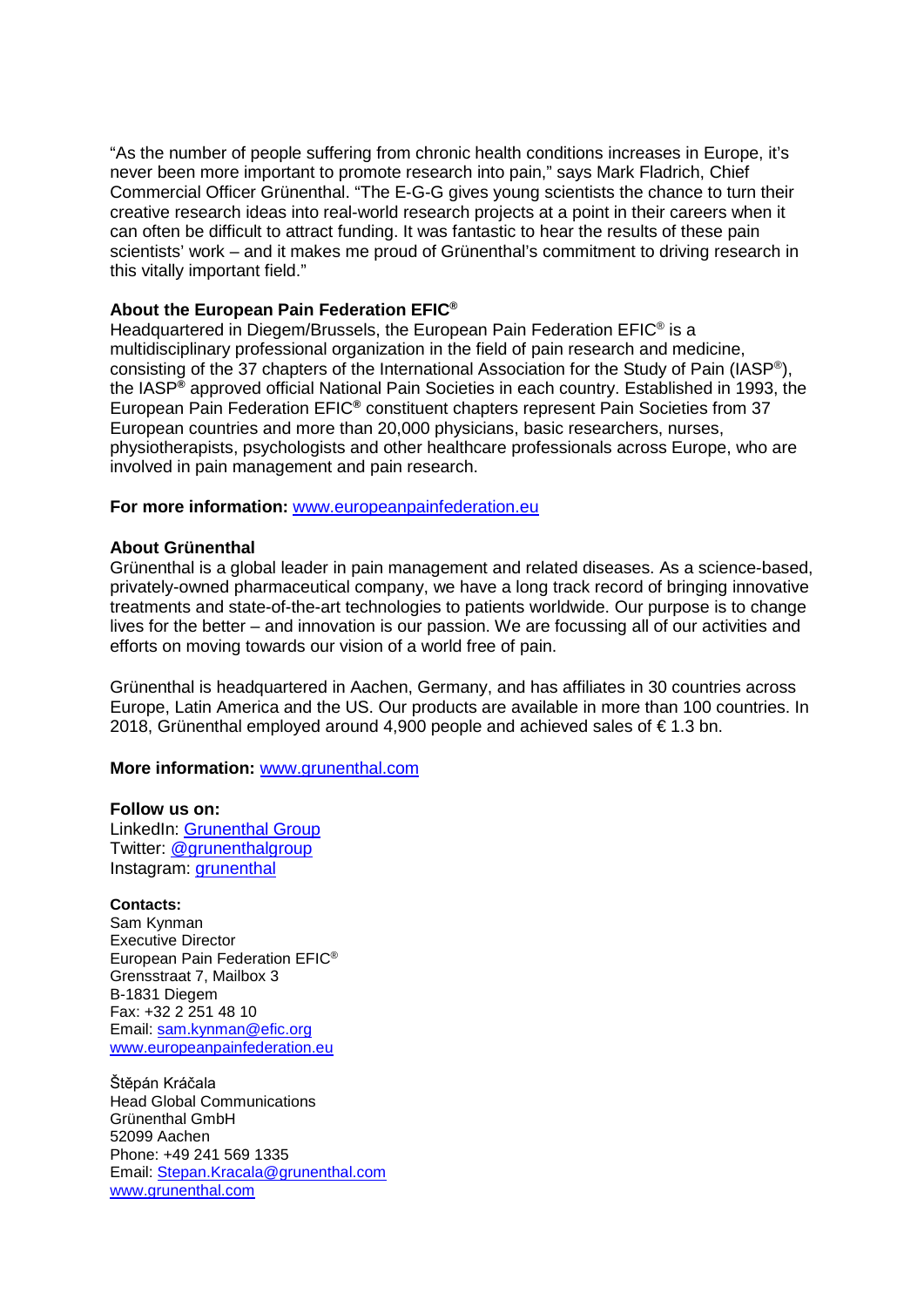"As the number of people suffering from chronic health conditions increases in Europe, it's never been more important to promote research into pain," says Mark Fladrich, Chief Commercial Officer Grünenthal. "The E-G-G gives young scientists the chance to turn their creative research ideas into real-world research projects at a point in their careers when it can often be difficult to attract funding. It was fantastic to hear the results of these pain scientists' work – and it makes me proud of Grünenthal's commitment to driving research in this vitally important field."

**About the European Pain Federation EFIC®**

Headquartered in Diegem/Brussels, the European Pain Federation EFIC® is a multidisciplinary professional organization in the field of pain research and medicine, consisting of the 37 chapters of the International Association for the Study of Pain (IASP®), the IASP® approved official National Pain Societies in each country. Established in 1993, the European Pain Federation EFIC® constituent chapters represent Pain Societies from 37 European countries and more than 20,000 physicians, basic researchers, nurses, physiotherapists, psychologists and other healthcare professionals across Europe, who are involved in pain management and pain research.

**For more information:** www.europeanpainfederation.eu

**About Grünenthal**

Grünenthal is a global leader in pain management and related diseases. As a science-based, privately-owned pharmaceutical company, we have a long track record of bringing innovative treatments and state-of-the-art technologies to patients worldwide. Our purpose is to change lives for the better – and innovation is our passion. We are focussing all of our activities and efforts on moving towards our vision of a world free of pain.

Grünenthal is headquartered in Aachen, Germany, and has affiliates in 30 countries across Europe, Latin America and the US. Our products are available in more than 100 countries. In 2018, Grünenthal employed around 4,900 people and achieved sales of € 1.3 bn.

**More information:** www.grunenthal.com

**Follow us on:**
LinkedIn: Grunenthal Group
Twitter: @grunenthalgroup
Instagram: grunenthal

**Contacts:**
Sam Kynman
Executive Director
European Pain Federation EFIC®
Grensstraat 7, Mailbox 3
B-1831 Diegem
Fax: +32 2 251 48 10
Email: sam.kynman@efic.org
www.europeanpainfederation.eu

Štěpán Kráčala
Head Global Communications
Grünenthal GmbH
52099 Aachen
Phone: +49 241 569 1335
Email: Stepan.Kracala@grunenthal.com
www.grunenthal.com